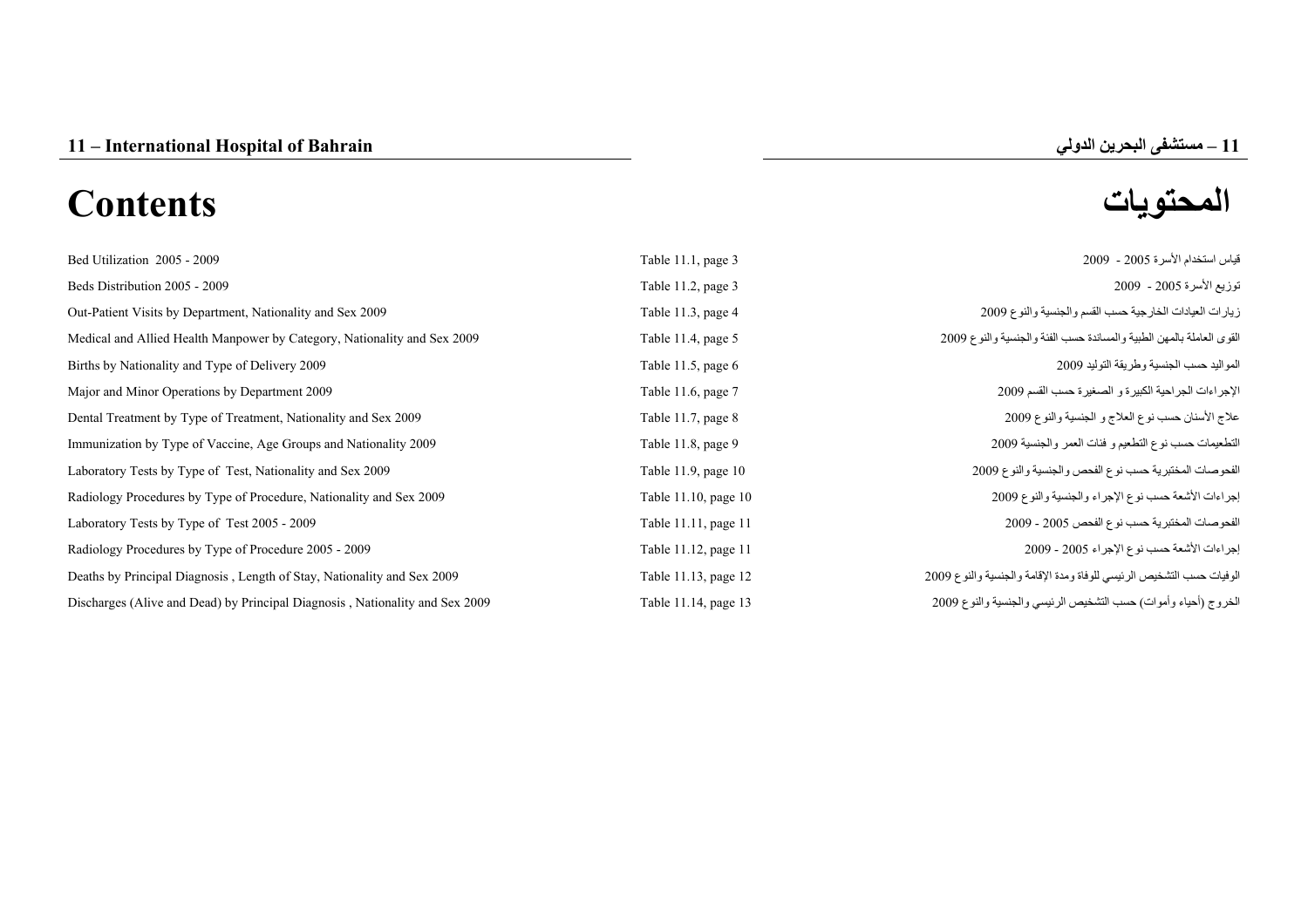# 11 – International Hospital of Bahrain

# 11 – مستشفى البحرين الدولي

# Contents

# المحتويات

| | | |
|---|---|---|
| Bed Utilization 2005 - 2009 | Table 11.1, page 3 | قياس استخدام الأسرة 2005 - 2009 |
| Beds Distribution 2005 - 2009 | Table 11.2, page 3 | توزيع الأسرة 2005 - 2009 |
| Out-Patient Visits by Department, Nationality and Sex 2009 | Table 11.3, page 4 | زيارات العيادات الخارجية حسب القسم والجنسية والنوع 2009 |
| Medical and Allied Health Manpower by Category, Nationality and Sex 2009 | Table 11.4, page 5 | القوى العاملة بالمهن الطبية والمساندة حسب الفئة والجنسية والنوع 2009 |
| Births by Nationality and Type of Delivery 2009 | Table 11.5, page 6 | المواليد حسب الجنسية وطريقة التوليد 2009 |
| Major and Minor Operations by Department 2009 | Table 11.6, page 7 | الإجراءات الجراحية الكبيرة و الصغيرة حسب القسم 2009 |
| Dental Treatment by Type of Treatment, Nationality and Sex 2009 | Table 11.7, page 8 | علاج الأسنان حسب نوع العلاج و الجنسية والنوع 2009 |
| Immunization by Type of Vaccine, Age Groups and Nationality 2009 | Table 11.8, page 9 | التطعيمات حسب نوع التطعيم و فئات العمر والجنسية 2009 |
| Laboratory Tests by Type of Test, Nationality and Sex 2009 | Table 11.9, page 10 | الفحوصات المختبرية حسب نوع الفحص والجنسية والنوع 2009 |
| Radiology Procedures by Type of Procedure, Nationality and Sex 2009 | Table 11.10, page 10 | إجراءات الأشعة حسب نوع الإجراء والجنسية والنوع 2009 |
| Laboratory Tests by Type of Test 2005 - 2009 | Table 11.11, page 11 | الفحوصات المختبرية حسب نوع الفحص 2005 - 2009 |
| Radiology Procedures by Type of Procedure 2005 - 2009 | Table 11.12, page 11 | إجراءات الأشعة حسب نوع الإجراء 2005 - 2009 |
| Deaths by Principal Diagnosis , Length of Stay, Nationality and Sex 2009 | Table 11.13, page 12 | الوفيات حسب التشخيص الرئيسي للوفاة ومدة الإقامة والجنسية والنوع 2009 |
| Discharges (Alive and Dead) by Principal Diagnosis , Nationality and Sex 2009 | Table 11.14, page 13 | الخروج (أحياء وأموات) حسب التشخيص الرئيسي والجنسية والنوع 2009 |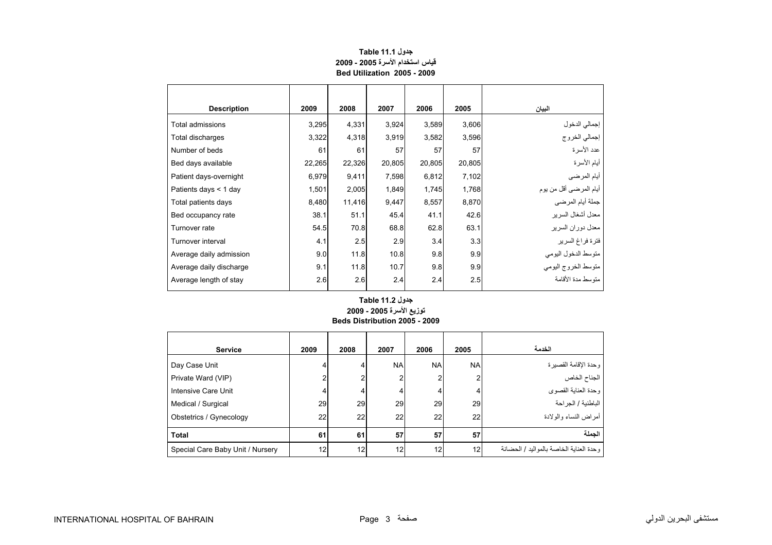**جدول Table 11.1**
**قياس استخدام الأسرة 2005 - 2009**
**Bed Utilization 2005 - 2009**

| Description | 2009 | 2008 | 2007 | 2006 | 2005 | البيان |
|---|---|---|---|---|---|---|
| Total admissions | 3,295 | 4,331 | 3,924 | 3,589 | 3,606 | إجمالي الدخول |
| Total discharges | 3,322 | 4,318 | 3,919 | 3,582 | 3,596 | إجمالي الخروج |
| Number of beds | 61 | 61 | 57 | 57 | 57 | عدد الأسرة |
| Bed days available | 22,265 | 22,326 | 20,805 | 20,805 | 20,805 | أيام الأسرة |
| Patient days-overnight | 6,979 | 9,411 | 7,598 | 6,812 | 7,102 | أيام المرضى |
| Patients days < 1 day | 1,501 | 2,005 | 1,849 | 1,745 | 1,768 | أيام المرضى أقل من يوم |
| Total patients days | 8,480 | 11,416 | 9,447 | 8,557 | 8,870 | جملة أيام المرضى |
| Bed occupancy rate | 38.1 | 51.1 | 45.4 | 41.1 | 42.6 | معدل أشغال السرير |
| Turnover rate | 54.5 | 70.8 | 68.8 | 62.8 | 63.1 | معدل دوران السرير |
| Turnover interval | 4.1 | 2.5 | 2.9 | 3.4 | 3.3 | فترة فراغ السرير |
| Average daily admission | 9.0 | 11.8 | 10.8 | 9.8 | 9.9 | متوسط الدخول اليومي |
| Average daily discharge | 9.1 | 11.8 | 10.7 | 9.8 | 9.9 | متوسط الخروج اليومي |
| Average length of stay | 2.6 | 2.6 | 2.4 | 2.4 | 2.5 | متوسط مدة الأقامة |

**جدول Table 11.2**
**توزيع الأسرة 2005 - 2009**
**Beds Distribution 2005 - 2009**

| Service | 2009 | 2008 | 2007 | 2006 | 2005 | الخدمة |
|---|---|---|---|---|---|---|
| Day Case Unit | 4 | 4 | NA | NA | NA | وحدة الإقامة القصيرة |
| Private Ward (VIP) | 2 | 2 | 2 | 2 | 2 | الجناح الخاص |
| Intensive Care Unit | 4 | 4 | 4 | 4 | 4 | وحدة العناية القصوى |
| Medical / Surgical | 29 | 29 | 29 | 29 | 29 | الباطنية / الجراحة |
| Obstetrics / Gynecology | 22 | 22 | 22 | 22 | 22 | أمراض النساء والولادة |
| **Total** | **61** | **61** | **57** | **57** | **57** | **الجملة** |
| Special Care Baby Unit / Nursery | 12 | 12 | 12 | 12 | 12 | وحدة العناية الخاصة بالمواليد / الحضانة |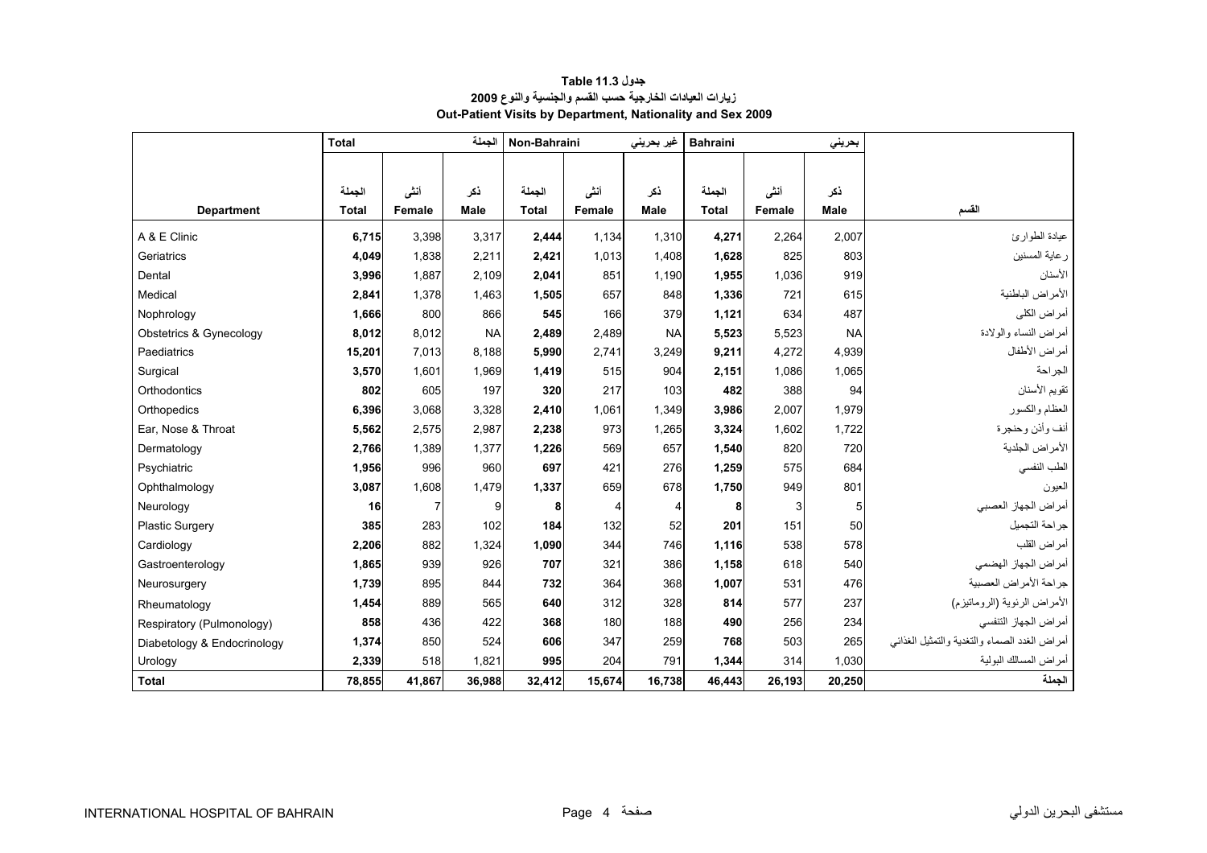**جدول 11.3 Table**

**زيارات العيادات الخارجية حسب القسم والجنسية والنوع 2009**

**Out-Patient Visits by Department, Nationality and Sex 2009**

| | Total | | الجملة | Non-Bahraini | | غير بحريني | Bahraini | | بحريني | |
|---|---|---|---|---|---|---|---|---|---|---|
| **Department** | الجملة **Total** | أنثى **Female** | ذكر **Male** | الجملة **Total** | أنثى **Female** | ذكر **Male** | الجملة **Total** | أنثى **Female** | ذكر **Male** | القسم |
| A & E Clinic | **6,715** | 3,398 | 3,317 | **2,444** | 1,134 | 1,310 | **4,271** | 2,264 | 2,007 | عيادة الطوارئ |
| Geriatrics | **4,049** | 1,838 | 2,211 | **2,421** | 1,013 | 1,408 | **1,628** | 825 | 803 | رعاية المسنين |
| Dental | **3,996** | 1,887 | 2,109 | **2,041** | 851 | 1,190 | **1,955** | 1,036 | 919 | الأسنان |
| Medical | **2,841** | 1,378 | 1,463 | **1,505** | 657 | 848 | **1,336** | 721 | 615 | الأمراض الباطنية |
| Nophrology | **1,666** | 800 | 866 | **545** | 166 | 379 | **1,121** | 634 | 487 | أمراض الكلى |
| Obstetrics & Gynecology | **8,012** | 8,012 | NA | **2,489** | 2,489 | NA | **5,523** | 5,523 | NA | أمراض النساء والولادة |
| Paediatrics | **15,201** | 7,013 | 8,188 | **5,990** | 2,741 | 3,249 | **9,211** | 4,272 | 4,939 | أمراض الأطفال |
| Surgical | **3,570** | 1,601 | 1,969 | **1,419** | 515 | 904 | **2,151** | 1,086 | 1,065 | الجراحة |
| Orthodontics | **802** | 605 | 197 | **320** | 217 | 103 | **482** | 388 | 94 | تقويم الأسنان |
| Orthopedics | **6,396** | 3,068 | 3,328 | **2,410** | 1,061 | 1,349 | **3,986** | 2,007 | 1,979 | العظام والكسور |
| Ear, Nose & Throat | **5,562** | 2,575 | 2,987 | **2,238** | 973 | 1,265 | **3,324** | 1,602 | 1,722 | أنف وأذن وحنجرة |
| Dermatology | **2,766** | 1,389 | 1,377 | **1,226** | 569 | 657 | **1,540** | 820 | 720 | الأمراض الجلدية |
| Psychiatric | **1,956** | 996 | 960 | **697** | 421 | 276 | **1,259** | 575 | 684 | الطب النفسي |
| Ophthalmology | **3,087** | 1,608 | 1,479 | **1,337** | 659 | 678 | **1,750** | 949 | 801 | العيون |
| Neurology | **16** | 7 | 9 | **8** | 4 | 4 | **8** | 3 | 5 | أمراض الجهاز العصبي |
| Plastic Surgery | **385** | 283 | 102 | **184** | 132 | 52 | **201** | 151 | 50 | جراحة التجميل |
| Cardiology | **2,206** | 882 | 1,324 | **1,090** | 344 | 746 | **1,116** | 538 | 578 | أمراض القلب |
| Gastroenterology | **1,865** | 939 | 926 | **707** | 321 | 386 | **1,158** | 618 | 540 | أمراض الجهاز الهضمي |
| Neurosurgery | **1,739** | 895 | 844 | **732** | 364 | 368 | **1,007** | 531 | 476 | جراحة الأمراض العصبية |
| Rheumatology | **1,454** | 889 | 565 | **640** | 312 | 328 | **814** | 577 | 237 | الأمراض الرثوية (الروماتيزم) |
| Respiratory (Pulmonology) | **858** | 436 | 422 | **368** | 180 | 188 | **490** | 256 | 234 | أمراض الجهاز التنفسي |
| Diabetology & Endocrinology | **1,374** | 850 | 524 | **606** | 347 | 259 | **768** | 503 | 265 | أمراض الغدد الصماء والتغدية والتمثيل الغذائي |
| Urology | **2,339** | 518 | 1,821 | **995** | 204 | 791 | **1,344** | 314 | 1,030 | أمراض المسالك البولية |
| **Total** | **78,855** | **41,867** | **36,988** | **32,412** | **15,674** | **16,738** | **46,443** | **26,193** | **20,250** | **الجملة** |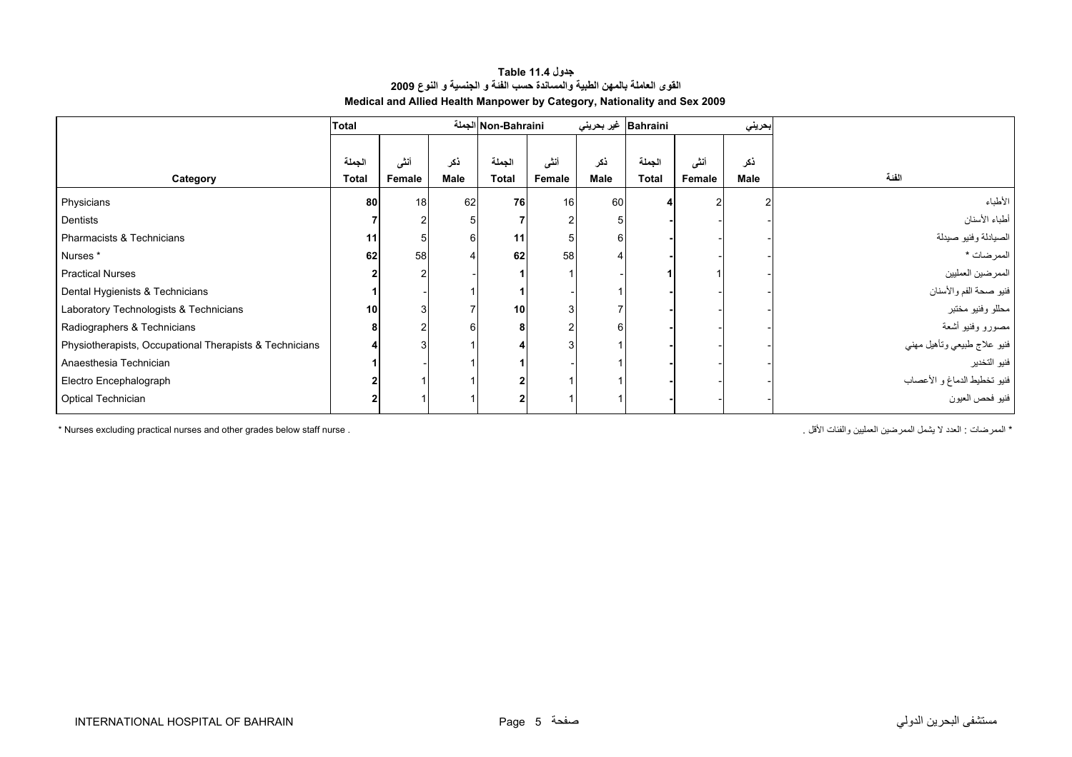# جدول 11.4 Table

## القوى العاملة بالمهن الطبية والمساندة حسب الفئة و الجنسية و النوع 2009

## Medical and Allied Health Manpower by Category, Nationality and Sex 2009

| Category | Total الجملة | | | Non-Bahraini غير بحريني | | | Bahraini بحريني | | | الفئة |
|---|---|---|---|---|---|---|---|---|---|---|
| | الجملة Total | أنثى Female | ذكر Male | الجملة Total | أنثى Female | ذكر Male | الجملة Total | أنثى Female | ذكر Male | |
| Physicians | **80** | 18 | 62 | **76** | 16 | 60 | **4** | 2 | 2 | الأطباء |
| Dentists | **7** | 2 | 5 | **7** | 2 | 5 | **-** | - | - | أطباء الأسنان |
| Pharmacists & Technicians | **11** | 5 | 6 | **11** | 5 | 6 | **-** | - | - | الصيادلة وفنيو صيدلة |
| Nurses * | **62** | 58 | 4 | **62** | 58 | 4 | **-** | - | - | الممرضات * |
| Practical Nurses | **2** | 2 | - | **1** | 1 | - | **1** | 1 | - | الممرضين العمليين |
| Dental Hygienists & Technicians | **1** | - | 1 | **1** | - | 1 | **-** | - | - | فنيو صحة الفم والأسنان |
| Laboratory Technologists & Technicians | **10** | 3 | 7 | **10** | 3 | 7 | **-** | - | - | محللو وفنيو مختبر |
| Radiographers & Technicians | **8** | 2 | 6 | **8** | 2 | 6 | **-** | - | - | مصورو وفنيو أشعة |
| Physiotherapists, Occupational Therapists & Technicians | **4** | 3 | 1 | **4** | 3 | 1 | **-** | - | - | فنيو علاج طبيعي وتأهيل مهني |
| Anaesthesia Technician | **1** | - | 1 | **1** | - | 1 | **-** | - | - | فنيو التخدير |
| Electro Encephalograph | **2** | 1 | 1 | **2** | 1 | 1 | **-** | - | - | فنيو تخطيط الدماغ و الأعصاب |
| Optical Technician | **2** | 1 | 1 | **2** | 1 | 1 | **-** | - | - | فنيو فحص العيون |

* Nurses excluding practical nurses and other grades below staff nurse .

* الممرضات : العدد لا يشمل الممرضين العمليين والفئات الأقل .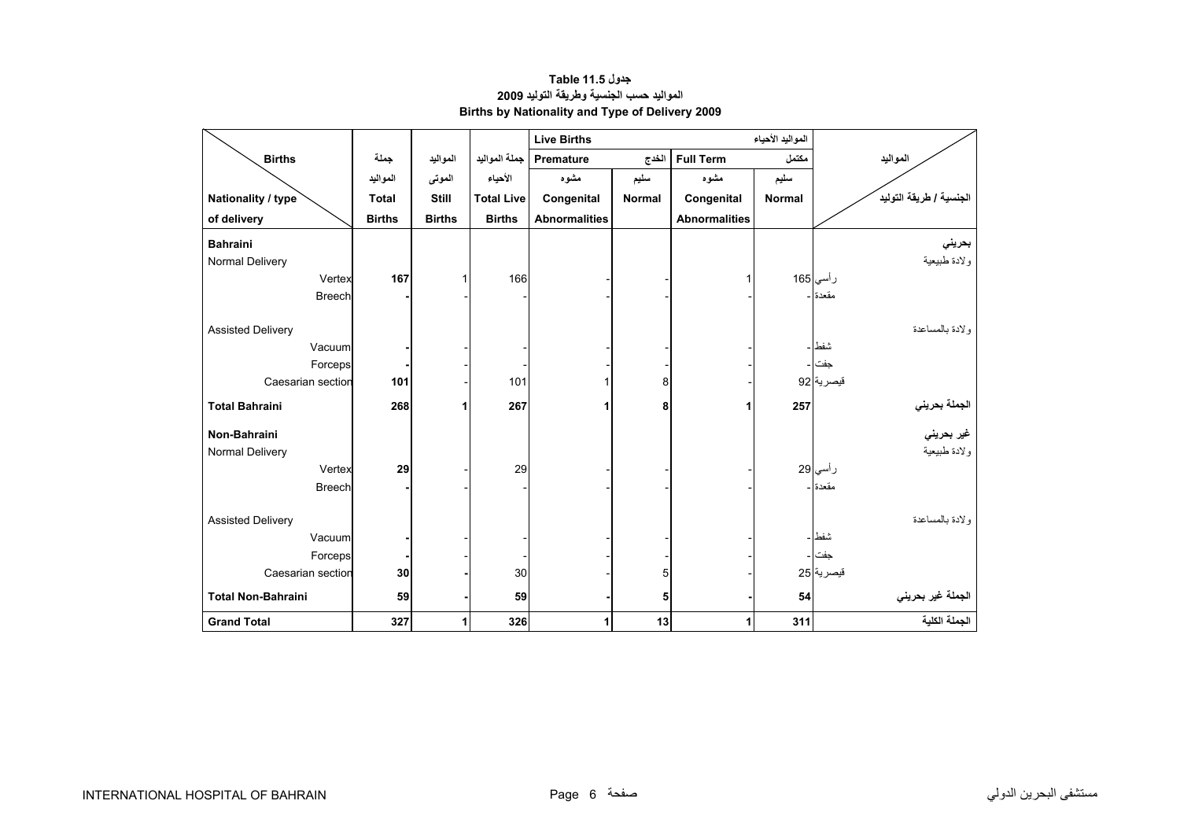**جدول Table 11.5**

**المواليد حسب الجنسية وطريقة التوليد 2009**

**Births by Nationality and Type of Delivery 2009**

| Births / Nationality / type of delivery | جملة المواليد Total Births | المواليد الموتى Still Births | جملة المواليد الأحياء Total Live Births | Live Births المواليد الأحياء — Premature الخدج — مشوه Congenital Abnormalities | Premature الخدج — سليم Normal | Full Term مكتمل — مشوه Congenital Abnormalities | Full Term مكتمل — سليم Normal | المواليد / الجنسية / طريقة التوليد |
|---|---|---|---|---|---|---|---|---|
| **Bahraini** | | | | | | | | **بحريني** |
| Normal Delivery | | | | | | | | ولادة طبيعية |
| Vertex | **167** | 1 | 166 | - | - | 1 | 165 | رأسي |
| Breech | **-** | - | - | - | - | - | - | مقعدة |
| Assisted Delivery | | | | | | | | ولادة بالمساعدة |
| Vacuum | **-** | - | - | - | - | - | - | شفط |
| Forceps | **-** | - | - | - | - | - | - | جفت |
| Caesarian section | **101** | - | 101 | 1 | 8 | - | 92 | قيصرية |
| **Total Bahraini** | **268** | **1** | **267** | **1** | **8** | **1** | **257** | **الجملة بحريني** |
| **Non-Bahraini** | | | | | | | | **غير بحريني** |
| Normal Delivery | | | | | | | | ولادة طبيعية |
| Vertex | **29** | - | 29 | - | - | - | 29 | رأسي |
| Breech | **-** | - | - | - | - | - | - | مقعدة |
| Assisted Delivery | | | | | | | | ولادة بالمساعدة |
| Vacuum | **-** | - | - | - | - | - | - | شفط |
| Forceps | **-** | - | - | - | - | - | - | جفت |
| Caesarian section | **30** | **-** | 30 | - | 5 | - | 25 | قيصرية |
| **Total Non-Bahraini** | **59** | **-** | **59** | **-** | **5** | **-** | **54** | **الجملة غير بحريني** |
| **Grand Total** | **327** | **1** | **326** | **1** | **13** | **1** | **311** | **الجملة الكلية** |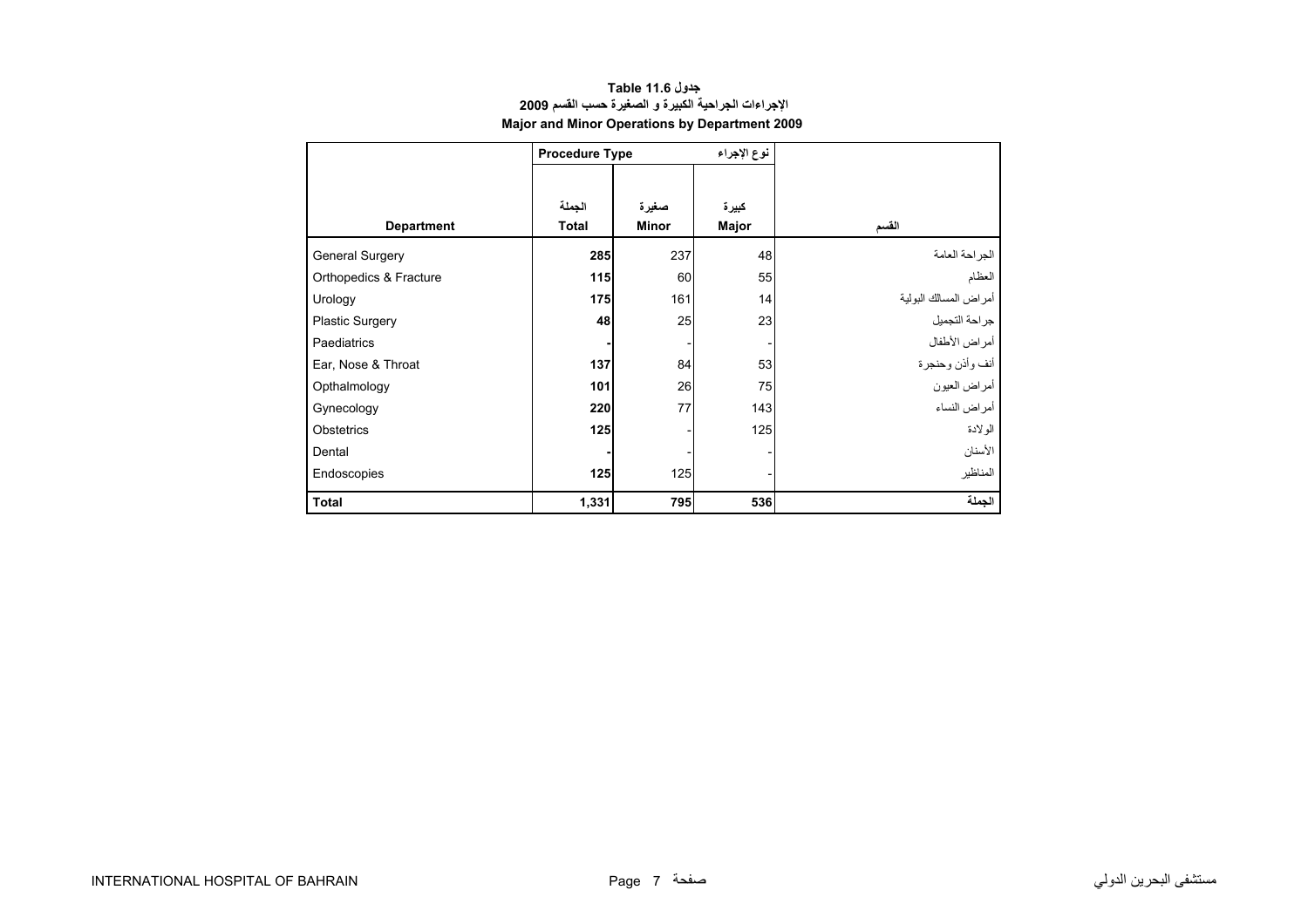# جدول Table 11.6
## الاجراءات الجراحية الكبيرة و الصغيرة حسب القسم 2009
## Major and Minor Operations by Department 2009

| | Procedure Type | | نوع الإجراء | |
|---|---|---|---|---|
| **Department** | الجملة **Total** | صغيرة **Minor** | كبيرة **Major** | القسم |
| General Surgery | **285** | 237 | 48 | الجراحة العامة |
| Orthopedics & Fracture | **115** | 60 | 55 | العظام |
| Urology | **175** | 161 | 14 | أمراض المسالك البولية |
| Plastic Surgery | **48** | 25 | 23 | جراحة التجميل |
| Paediatrics | **-** | - | - | أمراض الأطفال |
| Ear, Nose & Throat | **137** | 84 | 53 | أنف وأذن وحنجرة |
| Opthalmology | **101** | 26 | 75 | أمراض العيون |
| Gynecology | **220** | 77 | 143 | أمراض النساء |
| Obstetrics | **125** | - | 125 | الولادة |
| Dental | **-** | - | - | الأسنان |
| Endoscopies | **125** | 125 | - | المناظير |
| **Total** | **1,331** | **795** | **536** | **الجملة** |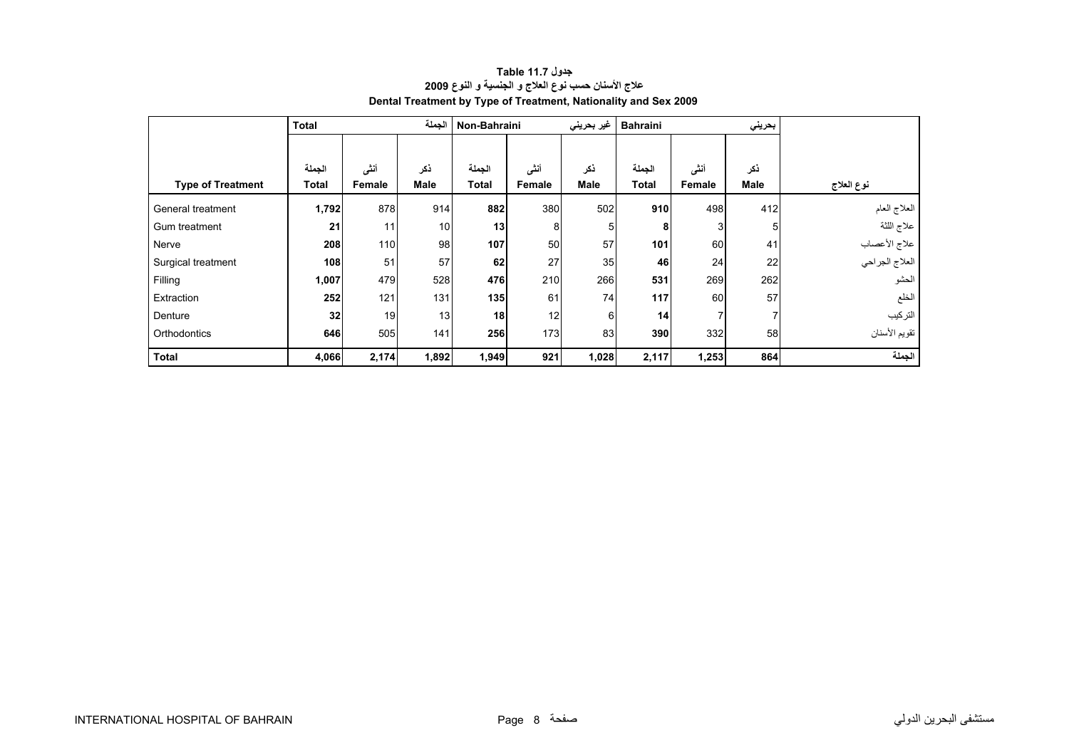**جدول Table 11.7**

**علاج الأسنان حسب نوع العلاج و الجنسية و النوع 2009**

**Dental Treatment by Type of Treatment, Nationality and Sex 2009**

| | Total | | الجملة | Non-Bahraini | | غير بحريني | Bahraini | | بحريني | |
|---|---|---|---|---|---|---|---|---|---|---|
| **Type of Treatment** | الجملة **Total** | أنثى **Female** | ذكر **Male** | الجملة **Total** | أنثى **Female** | ذكر **Male** | الجملة **Total** | أنثى **Female** | ذكر **Male** | **نوع العلاج** |
| General treatment | **1,792** | 878 | 914 | **882** | 380 | 502 | **910** | 498 | 412 | العلاج العام |
| Gum treatment | **21** | 11 | 10 | **13** | 8 | 5 | **8** | 3 | 5 | علاج اللثة |
| Nerve | **208** | 110 | 98 | **107** | 50 | 57 | **101** | 60 | 41 | علاج الأعصاب |
| Surgical treatment | **108** | 51 | 57 | **62** | 27 | 35 | **46** | 24 | 22 | العلاج الجراحي |
| Filling | **1,007** | 479 | 528 | **476** | 210 | 266 | **531** | 269 | 262 | الحشو |
| Extraction | **252** | 121 | 131 | **135** | 61 | 74 | **117** | 60 | 57 | الخلع |
| Denture | **32** | 19 | 13 | **18** | 12 | 6 | **14** | 7 | 7 | التركيب |
| Orthodontics | **646** | 505 | 141 | **256** | 173 | 83 | **390** | 332 | 58 | تقويم الأسنان |
| **Total** | **4,066** | **2,174** | **1,892** | **1,949** | **921** | **1,028** | **2,117** | **1,253** | **864** | **الجملة** |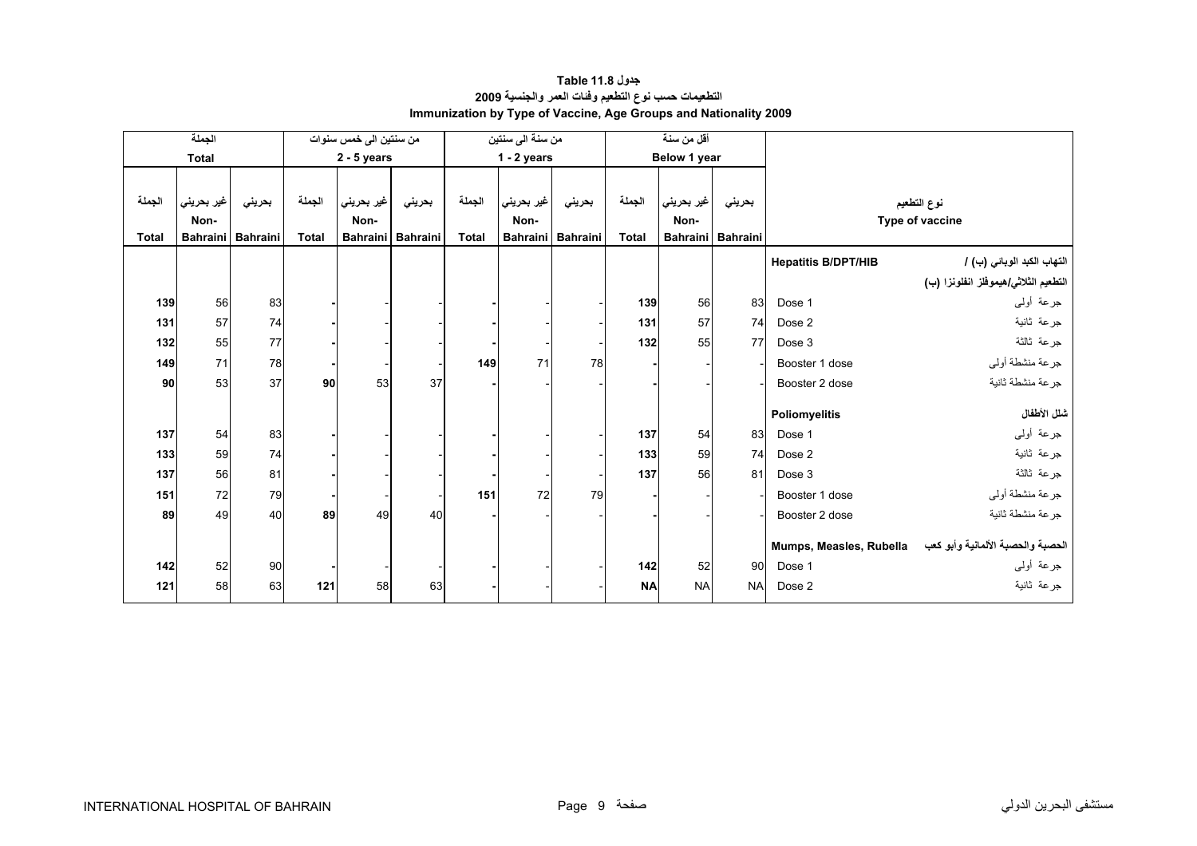**جدول 11.8 Table**

**التطعيمات حسب نوع التطعيم وفئات العمر والجنسية 2009**

**Immunization by Type of Vaccine, Age Groups and Nationality 2009**

| الجملة Total | | | من سنتين الى خمس سنوات 2 - 5 years | | | من سنة الى سنتين 1 - 2 years | | | أقل من سنة Below 1 year | | | نوع التطعيم Type of vaccine | |
|---|---|---|---|---|---|---|---|---|---|---|---|---|---|
| الجملة Total | غير بحريني Non-Bahraini | بحريني Bahraini | الجملة Total | غير بحريني Non-Bahraini | بحريني Bahraini | الجملة Total | غير بحريني Non-Bahraini | بحريني Bahraini | الجملة Total | غير بحريني Non-Bahraini | بحريني Bahraini | | |
| | | | | | | | | | | | | **Hepatitis B/DPT/HIB** | **التهاب الكبد الوبائي (ب) / التطعيم الثلاثي/هيموفلز انفلونزا (ب)** |
| **139** | 56 | 83 | **-** | - | - | **-** | - | - | **139** | 56 | 83 | Dose 1 | جرعة أولى |
| **131** | 57 | 74 | **-** | - | - | **-** | - | - | **131** | 57 | 74 | Dose 2 | جرعة ثانية |
| **132** | 55 | 77 | **-** | - | - | **-** | - | - | **132** | 55 | 77 | Dose 3 | جرعة ثالثة |
| **149** | 71 | 78 | **-** | - | - | **149** | 71 | 78 | **-** | - | - | Booster 1 dose | جرعة منشطة أولى |
| **90** | 53 | 37 | **90** | 53 | 37 | **-** | - | - | **-** | - | - | Booster 2 dose | جرعة منشطة ثانية |
| | | | | | | | | | | | | **Poliomyelitis** | **شلل الأطفال** |
| **137** | 54 | 83 | **-** | - | - | **-** | - | - | **137** | 54 | 83 | Dose 1 | جرعة أولى |
| **133** | 59 | 74 | **-** | - | - | **-** | - | - | **133** | 59 | 74 | Dose 2 | جرعة ثانية |
| **137** | 56 | 81 | **-** | - | - | **-** | - | - | **137** | 56 | 81 | Dose 3 | جرعة ثالثة |
| **151** | 72 | 79 | **-** | - | - | **151** | 72 | 79 | **-** | - | - | Booster 1 dose | جرعة منشطة أولى |
| **89** | 49 | 40 | **89** | 49 | 40 | **-** | - | - | **-** | - | - | Booster 2 dose | جرعة منشطة ثانية |
| | | | | | | | | | | | | **Mumps, Measles, Rubella** | **الحصبة والحصبة الألمانية وأبو كعب** |
| **142** | 52 | 90 | **-** | - | - | **-** | - | - | **142** | 52 | 90 | Dose 1 | جرعة أولى |
| **121** | 58 | 63 | **121** | 58 | 63 | **-** | - | - | **NA** | NA | NA | Dose 2 | جرعة ثانية |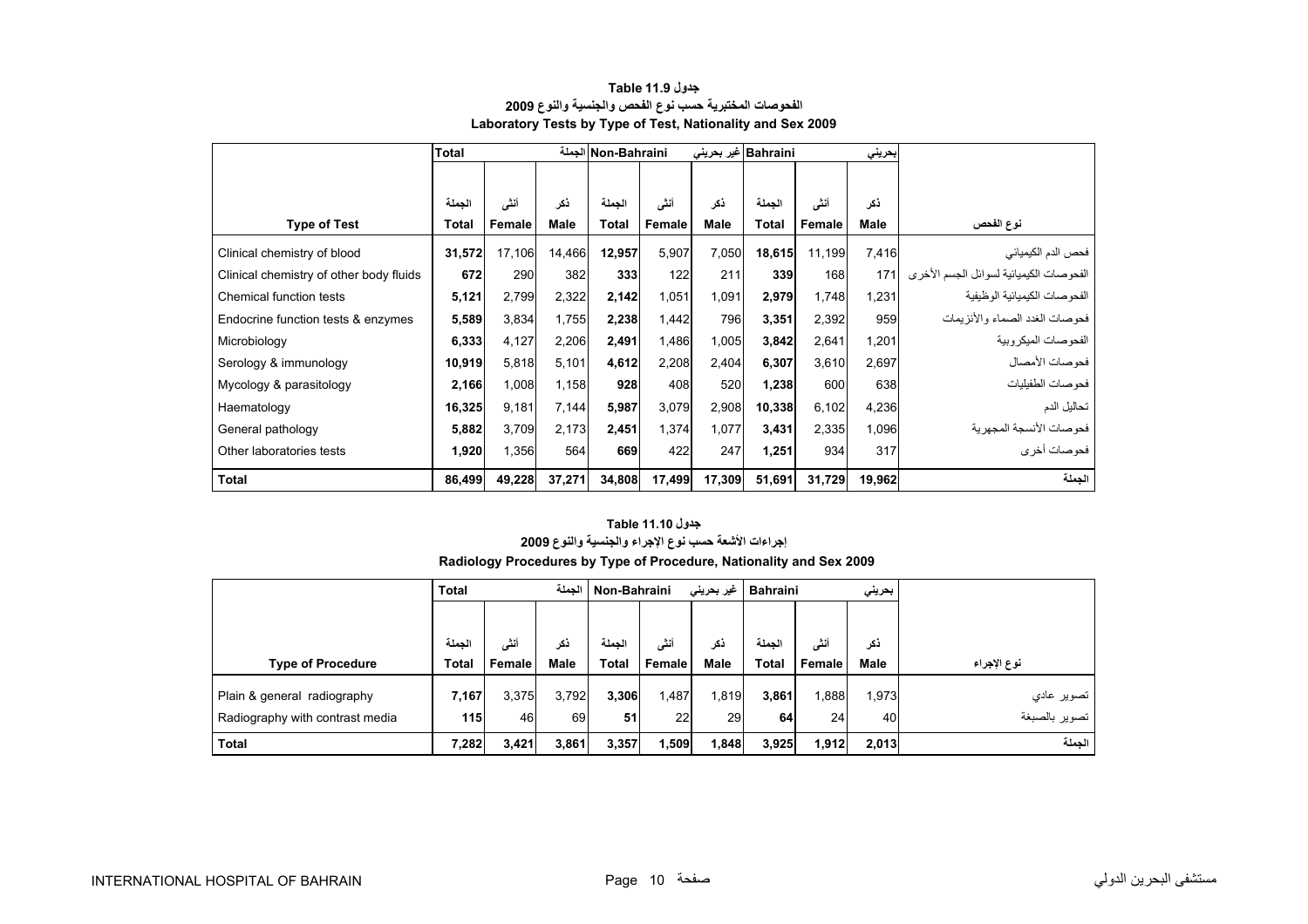## جدول 11.9 Table

## الفحوصات المختبرية حسب نوع الفحص والجنسية والنوع 2009

## Laboratory Tests by Type of Test, Nationality and Sex 2009

| | Total | | الجملة | Non-Bahraini | | غير بحريني | Bahraini | | بحريني | |
|---|---|---|---|---|---|---|---|---|---|---|
| | الجملة | أنثى | ذكر | الجملة | أنثى | ذكر | الجملة | أنثى | ذكر | |
| **Type of Test** | **Total** | **Female** | **Male** | **Total** | **Female** | **Male** | **Total** | **Female** | **Male** | **نوع الفحص** |
| Clinical chemistry of blood | **31,572** | 17,106 | 14,466 | **12,957** | 5,907 | 7,050 | **18,615** | 11,199 | 7,416 | فحص الدم الكيميائي |
| Clinical chemistry of other body fluids | **672** | 290 | 382 | **333** | 122 | 211 | **339** | 168 | 171 | الفحوصات الكيميائية لسوائل الجسم الأخرى |
| Chemical function tests | **5,121** | 2,799 | 2,322 | **2,142** | 1,051 | 1,091 | **2,979** | 1,748 | 1,231 | الفحوصات الكيميائية الوظيفية |
| Endocrine function tests & enzymes | **5,589** | 3,834 | 1,755 | **2,238** | 1,442 | 796 | **3,351** | 2,392 | 959 | فحوصات الغدد الصماء والأنزيمات |
| Microbiology | **6,333** | 4,127 | 2,206 | **2,491** | 1,486 | 1,005 | **3,842** | 2,641 | 1,201 | الفحوصات الميكروبية |
| Serology & immunology | **10,919** | 5,818 | 5,101 | **4,612** | 2,208 | 2,404 | **6,307** | 3,610 | 2,697 | فحوصات الأمصال |
| Mycology & parasitology | **2,166** | 1,008 | 1,158 | **928** | 408 | 520 | **1,238** | 600 | 638 | فحوصات الطفيليات |
| Haematology | **16,325** | 9,181 | 7,144 | **5,987** | 3,079 | 2,908 | **10,338** | 6,102 | 4,236 | تحاليل الدم |
| General pathology | **5,882** | 3,709 | 2,173 | **2,451** | 1,374 | 1,077 | **3,431** | 2,335 | 1,096 | فحوصات الأنسجة المجهرية |
| Other laboratories tests | **1,920** | 1,356 | 564 | **669** | 422 | 247 | **1,251** | 934 | 317 | فحوصات أخرى |
| **Total** | **86,499** | **49,228** | **37,271** | **34,808** | **17,499** | **17,309** | **51,691** | **31,729** | **19,962** | **الجملة** |

## جدول 11.10 Table

## إجراءات الأشعة حسب نوع الإجراء والجنسية والنوع 2009

## Radiology Procedures by Type of Procedure, Nationality and Sex 2009

| | Total | | الجملة | Non-Bahraini | | غير بحريني | Bahraini | | بحريني | |
|---|---|---|---|---|---|---|---|---|---|---|
| | الجملة | أنثى | ذكر | الجملة | أنثى | ذكر | الجملة | أنثى | ذكر | |
| **Type of Procedure** | **Total** | **Female** | **Male** | **Total** | **Female** | **Male** | **Total** | **Female** | **Male** | **نوع الإجراء** |
| Plain & general radiography | **7,167** | 3,375 | 3,792 | **3,306** | 1,487 | 1,819 | **3,861** | 1,888 | 1,973 | تصوير عادي |
| Radiography with contrast media | **115** | 46 | 69 | **51** | 22 | 29 | **64** | 24 | 40 | تصوير بالصبغة |
| **Total** | **7,282** | **3,421** | **3,861** | **3,357** | **1,509** | **1,848** | **3,925** | **1,912** | **2,013** | **الجملة** |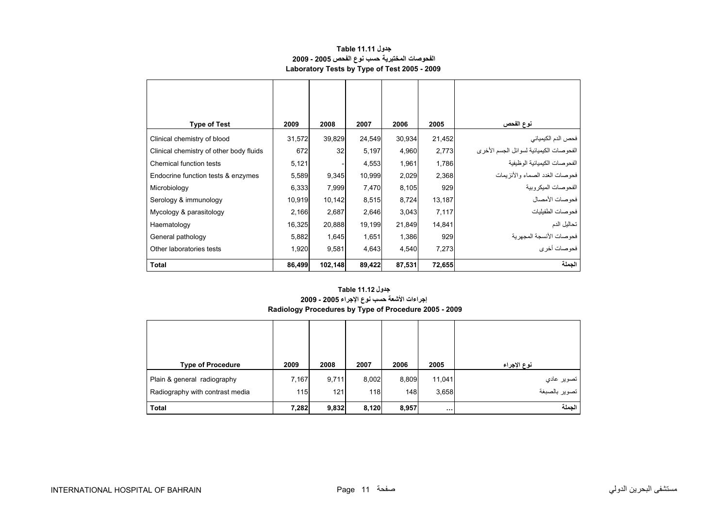**جدول Table 11.11**

**الفحوصات المختبرية حسب نوع الفحص 2005 - 2009**

**Laboratory Tests by Type of Test 2005 - 2009**

| Type of Test | 2009 | 2008 | 2007 | 2006 | 2005 | نوع الفحص |
|---|---|---|---|---|---|---|
| Clinical chemistry of blood | 31,572 | 39,829 | 24,549 | 30,934 | 21,452 | فحص الدم الكيميائي |
| Clinical chemistry of other body fluids | 672 | 32 | 5,197 | 4,960 | 2,773 | الفحوصات الكيميائية لسوائل الجسم الأخرى |
| Chemical function tests | 5,121 | - | 4,553 | 1,961 | 1,786 | الفحوصات الكيميائية الوظيفية |
| Endocrine function tests & enzymes | 5,589 | 9,345 | 10,999 | 2,029 | 2,368 | فحوصات الغدد الصماء والأنزيمات |
| Microbiology | 6,333 | 7,999 | 7,470 | 8,105 | 929 | الفحوصات الميكروبية |
| Serology & immunology | 10,919 | 10,142 | 8,515 | 8,724 | 13,187 | فحوصات الأمصال |
| Mycology & parasitology | 2,166 | 2,687 | 2,646 | 3,043 | 7,117 | فحوصات الطفيليات |
| Haematology | 16,325 | 20,888 | 19,199 | 21,849 | 14,841 | تحاليل الدم |
| General pathology | 5,882 | 1,645 | 1,651 | 1,386 | 929 | فحوصات الأنسجة المجهرية |
| Other laboratories tests | 1,920 | 9,581 | 4,643 | 4,540 | 7,273 | فحوصات أخرى |
| **Total** | **86,499** | **102,148** | **89,422** | **87,531** | **72,655** | **الجملة** |

**جدول Table 11.12**

**إجراءات الأشعة حسب نوع الإجراء 2005 - 2009**

**Radiology Procedures by Type of Procedure 2005 - 2009**

| Type of Procedure | 2009 | 2008 | 2007 | 2006 | 2005 | نوع الإجراء |
|---|---|---|---|---|---|---|
| Plain & general radiography | 7,167 | 9,711 | 8,002 | 8,809 | 11,041 | تصوير عادي |
| Radiography with contrast media | 115 | 121 | 118 | 148 | 3,658 | تصوير بالصبغة |
| **Total** | **7,282** | **9,832** | **8,120** | **8,957** | **...** | **الجملة** |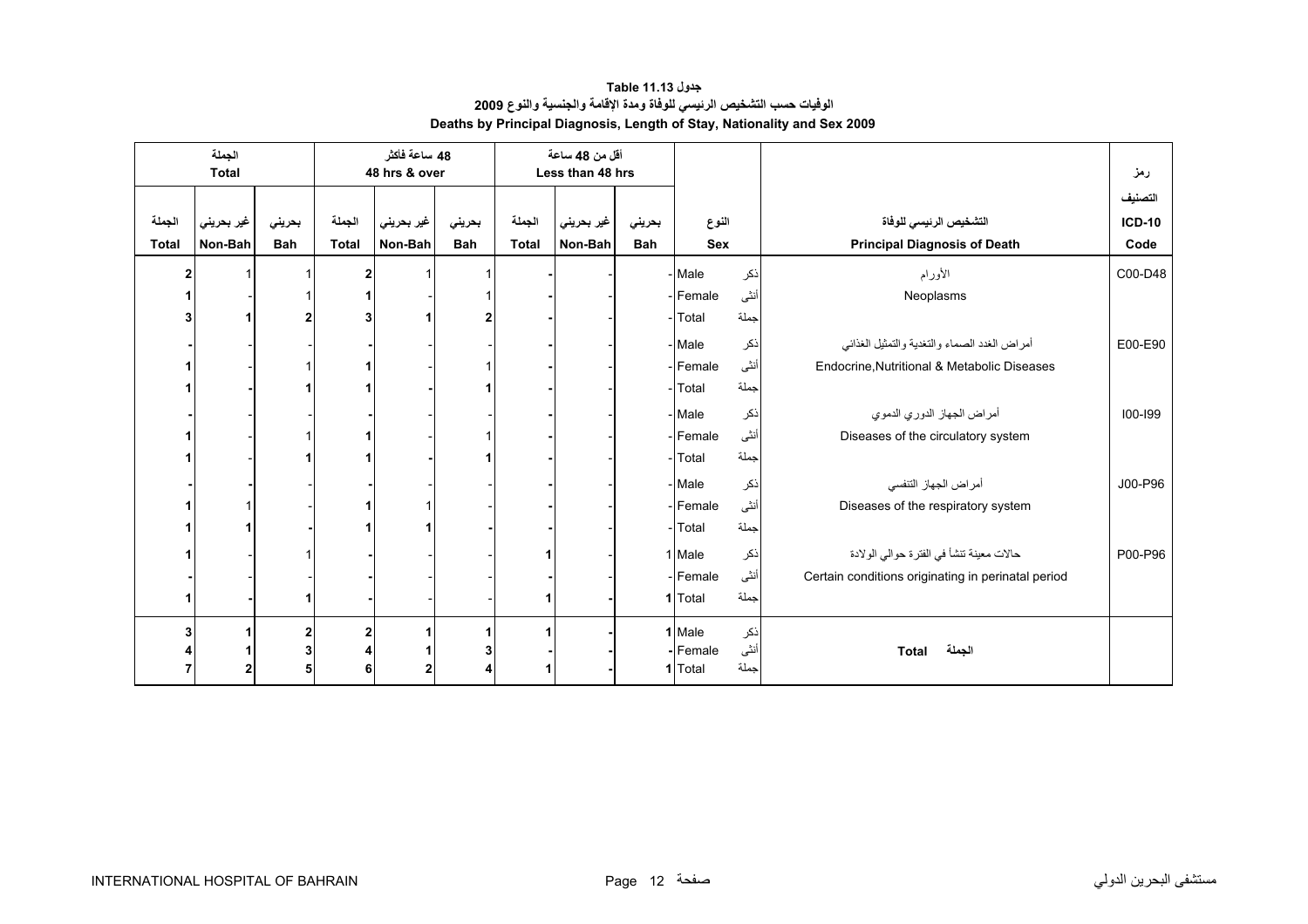**جدول 11.13 Table**

**الوفيات حسب التشخيص الرئيسي للوفاة ومدة الإقامة والجنسية والنوع 2009**

**Deaths by Principal Diagnosis, Length of Stay, Nationality and Sex 2009**

| الجملة Total | | | 48 ساعة فأكثر 48 hrs & over | | | أقل من 48 ساعة Less than 48 hrs | | | | | | رمز |
|---|---|---|---|---|---|---|---|---|---|---|---|---|
| الجملة Total | غير بحريني Non-Bah | بحريني Bah | الجملة Total | غير بحريني Non-Bah | بحريني Bah | الجملة Total | غير بحريني Non-Bah | بحريني Bah | النوع Sex | | التشخيص الرئيسي للوفاة Principal Diagnosis of Death | التصنيف ICD-10 Code |
| 2 | 1 | 1 | 2 | 1 | 1 | - | - | - | Male | ذكر | الأورام | C00-D48 |
| 1 | - | 1 | 1 | - | 1 | - | - | - | Female | أنثى | Neoplasms | |
| 3 | 1 | 2 | 3 | 1 | 2 | - | - | - | Total | جملة | | |
| - | - | - | - | - | - | - | - | - | Male | ذكر | أمراض الغدد الصماء والتغدية والتمثيل الغذائي | E00-E90 |
| 1 | - | 1 | 1 | - | 1 | - | - | - | Female | أنثى | Endocrine,Nutritional & Metabolic Diseases | |
| 1 | - | 1 | 1 | - | 1 | - | - | - | Total | جملة | | |
| - | - | - | - | - | - | - | - | - | Male | ذكر | أمراض الجهاز الدوري الدموي | I00-I99 |
| 1 | - | 1 | 1 | - | 1 | - | - | - | Female | أنثى | Diseases of the circulatory system | |
| 1 | - | 1 | 1 | - | 1 | - | - | - | Total | جملة | | |
| - | - | - | - | - | - | - | - | - | Male | ذكر | أمراض الجهاز التنفسي | J00-P96 |
| 1 | 1 | - | 1 | 1 | - | - | - | - | Female | أنثى | Diseases of the respiratory system | |
| 1 | 1 | - | 1 | 1 | - | - | - | - | Total | جملة | | |
| 1 | - | 1 | - | - | - | 1 | - | 1 | Male | ذكر | حالات معينة تنشأ في الفترة حوالي الولادة | P00-P96 |
| - | - | - | - | - | - | - | - | - | Female | أنثى | Certain conditions originating in perinatal period | |
| 1 | - | 1 | - | - | - | 1 | - | 1 | Total | جملة | | |
| 3 | 1 | 2 | 2 | 1 | 1 | 1 | - | 1 | Male | ذكر | **Total الجملة** | |
| 4 | 1 | 3 | 4 | 1 | 3 | - | - | - | Female | أنثى | | |
| 7 | 2 | 5 | 6 | 2 | 4 | 1 | - | 1 | Total | جملة | | |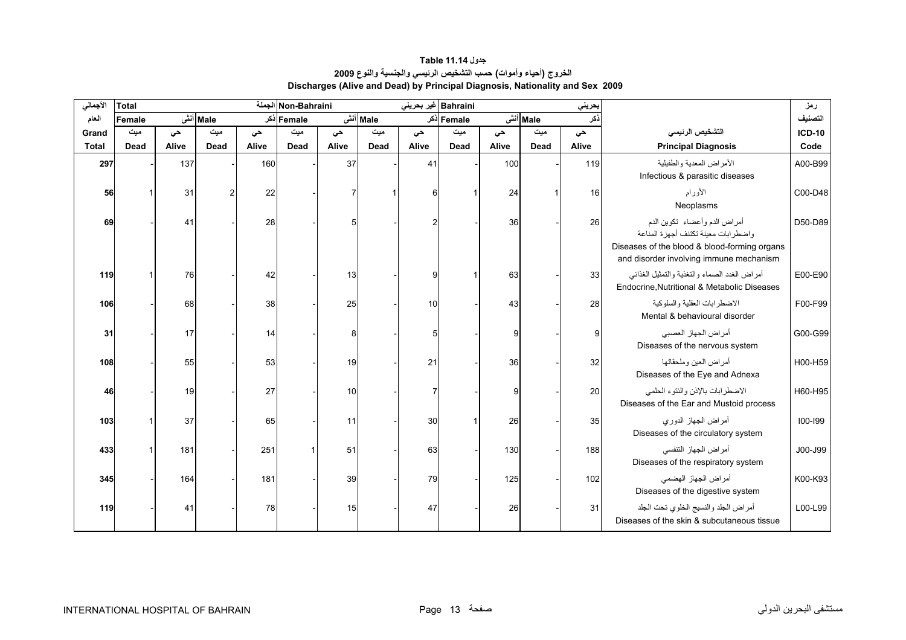# جدول Table 11.14

## الخروج (أحياء وأموات) حسب التشخيص الرئيسي والجنسية والنوع 2009

## Discharges (Alive and Dead) by Principal Diagnosis, Nationality and Sex 2009

| الأجمالي | Total الجملة | | | | Non-Bahraini غير بحريني | | | | Bahraini بحريني | | | | | رمز |
|---|---|---|---|---|---|---|---|---|---|---|---|---|---|---|
| العام | Female أنثى | | Male ذكر | | Female أنثى | | Male ذكر | | Female أنثى | | Male ذكر | | | التصنيف |
| Grand | ميت | حي | ميت | حي | ميت | حي | ميت | حي | ميت | حي | ميت | حي | التشخيص الرئيسي | ICD-10 |
| Total | Dead | Alive | Dead | Alive | Dead | Alive | Dead | Alive | Dead | Alive | Dead | Alive | Principal Diagnosis | Code |
| 297 | - | 137 | - | 160 | - | 37 | - | 41 | - | 100 | - | 119 | الأمراض المعدية والطفيلية Infectious & parasitic diseases | A00-B99 |
| 56 | 1 | 31 | 2 | 22 | - | 7 | 1 | 6 | 1 | 24 | 1 | 16 | الأورام Neoplasms | C00-D48 |
| 69 | - | 41 | - | 28 | - | 5 | - | 2 | - | 36 | - | 26 | أمراض الدم وأعضاء تكوين الدم واضطرابات معينة تكتنف أجهزة المناعة Diseases of the blood & blood-forming organs and disorder involving immune mechanism | D50-D89 |
| 119 | 1 | 76 | - | 42 | - | 13 | - | 9 | 1 | 63 | - | 33 | أمراض الغدد الصماء والتغذية والتمثيل الغذائي Endocrine,Nutritional & Metabolic Diseases | E00-E90 |
| 106 | - | 68 | - | 38 | - | 25 | - | 10 | - | 43 | - | 28 | الاضطرابات العقلية والسلوكية Mental & behavioural disorder | F00-F99 |
| 31 | - | 17 | - | 14 | - | 8 | - | 5 | - | 9 | - | 9 | أمراض الجهاز العصبي Diseases of the nervous system | G00-G99 |
| 108 | - | 55 | - | 53 | - | 19 | - | 21 | - | 36 | - | 32 | أمراض العين وملحقاتها Diseases of the Eye and Adnexa | H00-H59 |
| 46 | - | 19 | - | 27 | - | 10 | - | 7 | - | 9 | - | 20 | الاضطرابات بالإذن والنتوء الحلمي Diseases of the Ear and Mustoid process | H60-H95 |
| 103 | 1 | 37 | - | 65 | - | 11 | - | 30 | 1 | 26 | - | 35 | أمراض الجهاز الدوري Diseases of the circulatory system | I00-I99 |
| 433 | 1 | 181 | - | 251 | 1 | 51 | - | 63 | - | 130 | - | 188 | أمراض الجهاز التنفسي Diseases of the respiratory system | J00-J99 |
| 345 | - | 164 | - | 181 | - | 39 | - | 79 | - | 125 | - | 102 | أمراض الجهاز الهضمي Diseases of the digestive system | K00-K93 |
| 119 | - | 41 | - | 78 | - | 15 | - | 47 | - | 26 | - | 31 | أمراض الجلد والنسيج الخلوي تحت الجلد Diseases of the skin & subcutaneous tissue | L00-L99 |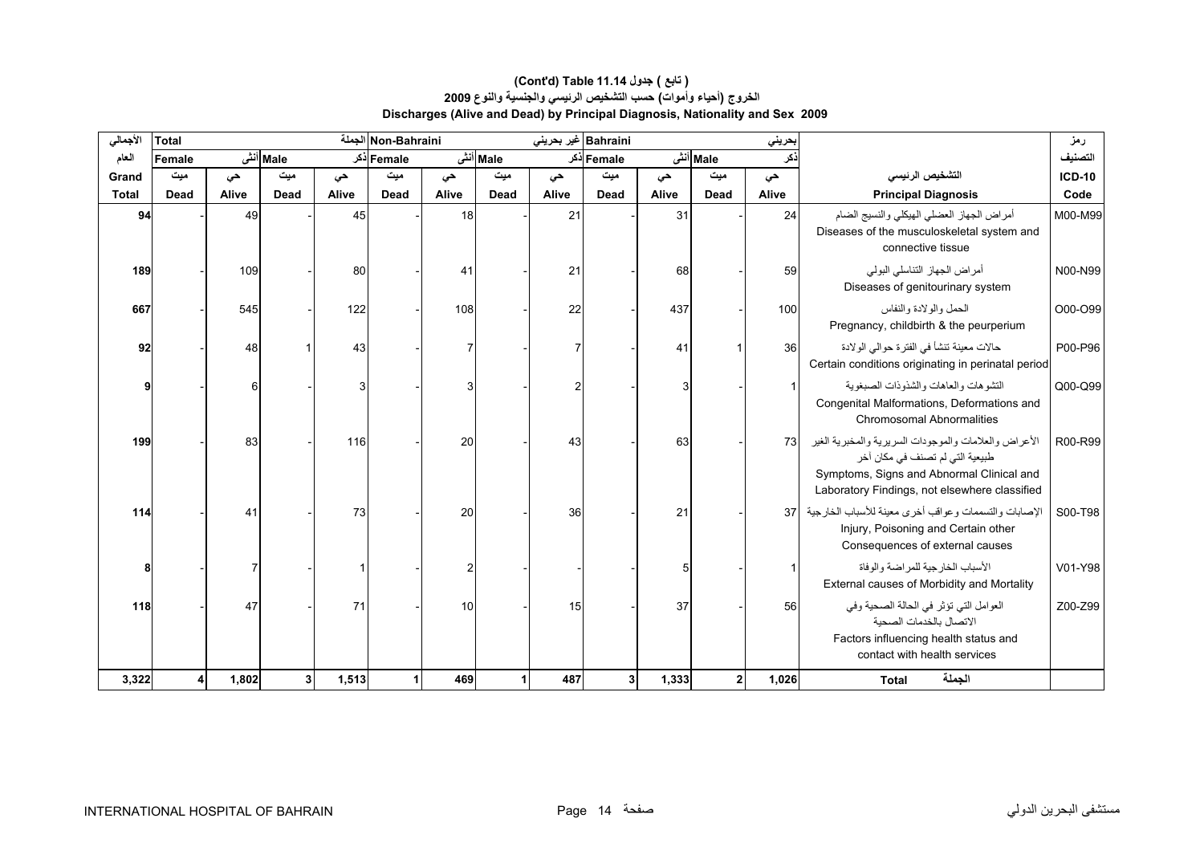# (Cont'd) Table 11.14 جدول ( تابع )

## الخروج (أحياء وأموات) حسب التشخيص الرئيسي والجنسية والنوع 2009

## Discharges (Alive and Dead) by Principal Diagnosis, Nationality and Sex 2009

| الأجمالي | Total الجملة | | | | Non-Bahraini غير بحريني | | | | Bahraini بحريني | | | | | رمز |
|---|---|---|---|---|---|---|---|---|---|---|---|---|---|---|
| العام | Female أنثى | | Male ذكر | | Female أنثى | | Male ذكر | | Female أنثى | | Male ذكر | | | التصنيف |
| Grand Total | ميت Dead | حي Alive | ميت Dead | حي Alive | ميت Dead | حي Alive | ميت Dead | حي Alive | ميت Dead | حي Alive | ميت Dead | حي Alive | التشخيص الرئيسي Principal Diagnosis | ICD-10 Code |
| 94 | - | 49 | - | 45 | - | 18 | - | 21 | - | 31 | - | 24 | أمراض الجهاز العضلي الهيكلي والنسيج الضام Diseases of the musculoskeletal system and connective tissue | M00-M99 |
| 189 | - | 109 | - | 80 | - | 41 | - | 21 | - | 68 | - | 59 | أمراض الجهاز التناسلي البولي Diseases of genitourinary system | N00-N99 |
| 667 | - | 545 | - | 122 | - | 108 | - | 22 | - | 437 | - | 100 | الحمل والولادة والنفاس Pregnancy, childbirth & the peurperium | O00-O99 |
| 92 | - | 48 | 1 | 43 | - | 7 | - | 7 | - | 41 | 1 | 36 | حالات معينة تنشأ في الفترة حوالي الولادة Certain conditions originating in perinatal period | P00-P96 |
| 9 | - | 6 | - | 3 | - | 3 | - | 2 | - | 3 | - | 1 | التشوهات والعاهات والشذوذات الصبغوية Congenital Malformations, Deformations and Chromosomal Abnormalities | Q00-Q99 |
| 199 | - | 83 | - | 116 | - | 20 | - | 43 | - | 63 | - | 73 | الأعراض والعلامات والموجودات السريرية والمخبرية الغير طبيعية التي لم تصنف في مكان آخر Symptoms, Signs and Abnormal Clinical and Laboratory Findings, not elsewhere classified | R00-R99 |
| 114 | - | 41 | - | 73 | - | 20 | - | 36 | - | 21 | - | 37 | الإصابات والتسممات وعواقب أخرى معينة للأسباب الخارجية Injury, Poisoning and Certain other Consequences of external causes | S00-T98 |
| 8 | - | 7 | - | 1 | - | 2 | - | - | - | 5 | - | 1 | الأسباب الخارجية للمراضة والوفاة External causes of Morbidity and Mortality | V01-Y98 |
| 118 | - | 47 | - | 71 | - | 10 | - | 15 | - | 37 | - | 56 | العوامل التي تؤثر في الحالة الصحية وفي الاتصال بالخدمات الصحية Factors influencing health status and contact with health services | Z00-Z99 |
| 3,322 | 4 | 1,802 | 3 | 1,513 | 1 | 469 | 1 | 487 | 3 | 1,333 | 2 | 1,026 | الجملة Total | |

INTERNATIONAL HOSPITAL OF BAHRAIN — مستشفى البحرين الدولي